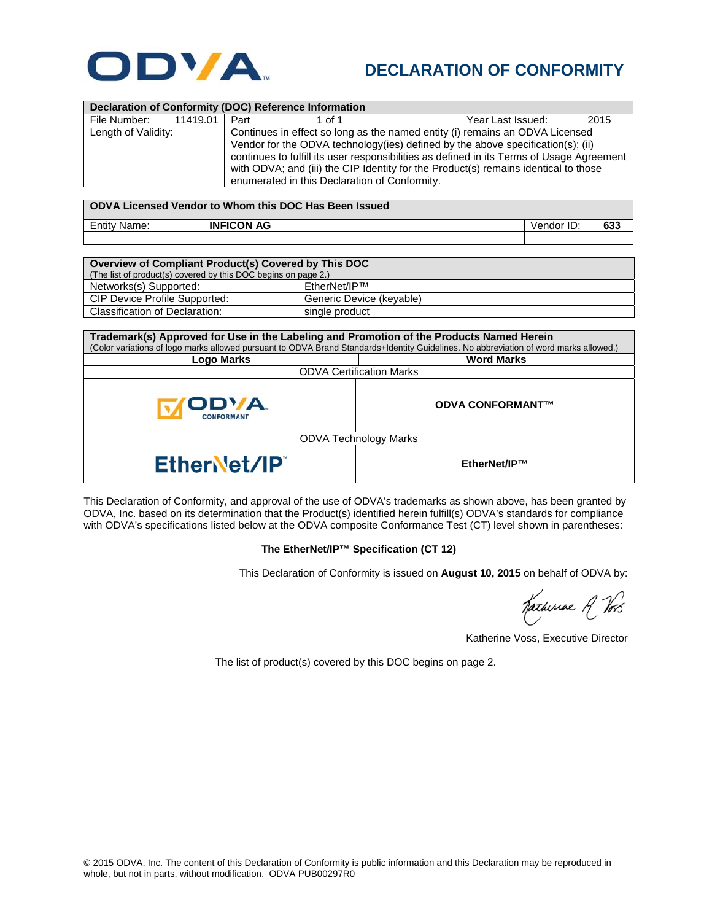ODVA

# DECLARATION OF CONFORMITY

| Declaration of Conformity (DOC) Reference Information | | | | | |
|---|---|---|---|---|---|
| File Number: | 11419.01 | Part | 1 of 1 | Year Last Issued: | 2015 |
| Length of Validity: | | Continues in effect so long as the named entity (i) remains an ODVA Licensed Vendor for the ODVA technology(ies) defined by the above specification(s); (ii) continues to fulfill its user responsibilities as defined in its Terms of Usage Agreement with ODVA; and (iii) the CIP Identity for the Product(s) remains identical to those enumerated in this Declaration of Conformity. | | | |

| ODVA Licensed Vendor to Whom this DOC Has Been Issued | | | |
|---|---|---|---|
| Entity Name: | **INFICON AG** | Vendor ID: | **633** |

| Overview of Compliant Product(s) Covered by This DOC (The list of product(s) covered by this DOC begins on page 2.) | |
|---|---|
| Networks(s) Supported: | EtherNet/IP™ |
| CIP Device Profile Supported: | Generic Device (keyable) |
| Classification of Declaration: | single product |

**Trademark(s) Approved for Use in the Labeling and Promotion of the Products Named Herein**
(Color variations of logo marks allowed pursuant to ODVA Brand Standards+Identity Guidelines. No abbreviation of word marks allowed.)

| Logo Marks | Word Marks |
|---|---|
| ODVA Certification Marks | |
| ODVA CONFORMANT | **ODVA CONFORMANT™** |
| ODVA Technology Marks | |
| EtherNet/IP™ | **EtherNet/IP™** |

This Declaration of Conformity, and approval of the use of ODVA's trademarks as shown above, has been granted by ODVA, Inc. based on its determination that the Product(s) identified herein fulfill(s) ODVA's standards for compliance with ODVA's specifications listed below at the ODVA composite Conformance Test (CT) level shown in parentheses:

**The EtherNet/IP™ Specification (CT 12)**

This Declaration of Conformity is issued on **August 10, 2015** on behalf of ODVA by:

Katherine Voss, Executive Director

The list of product(s) covered by this DOC begins on page 2.

© 2015 ODVA, Inc. The content of this Declaration of Conformity is public information and this Declaration may be reproduced in whole, but not in parts, without modification. ODVA PUB00297R0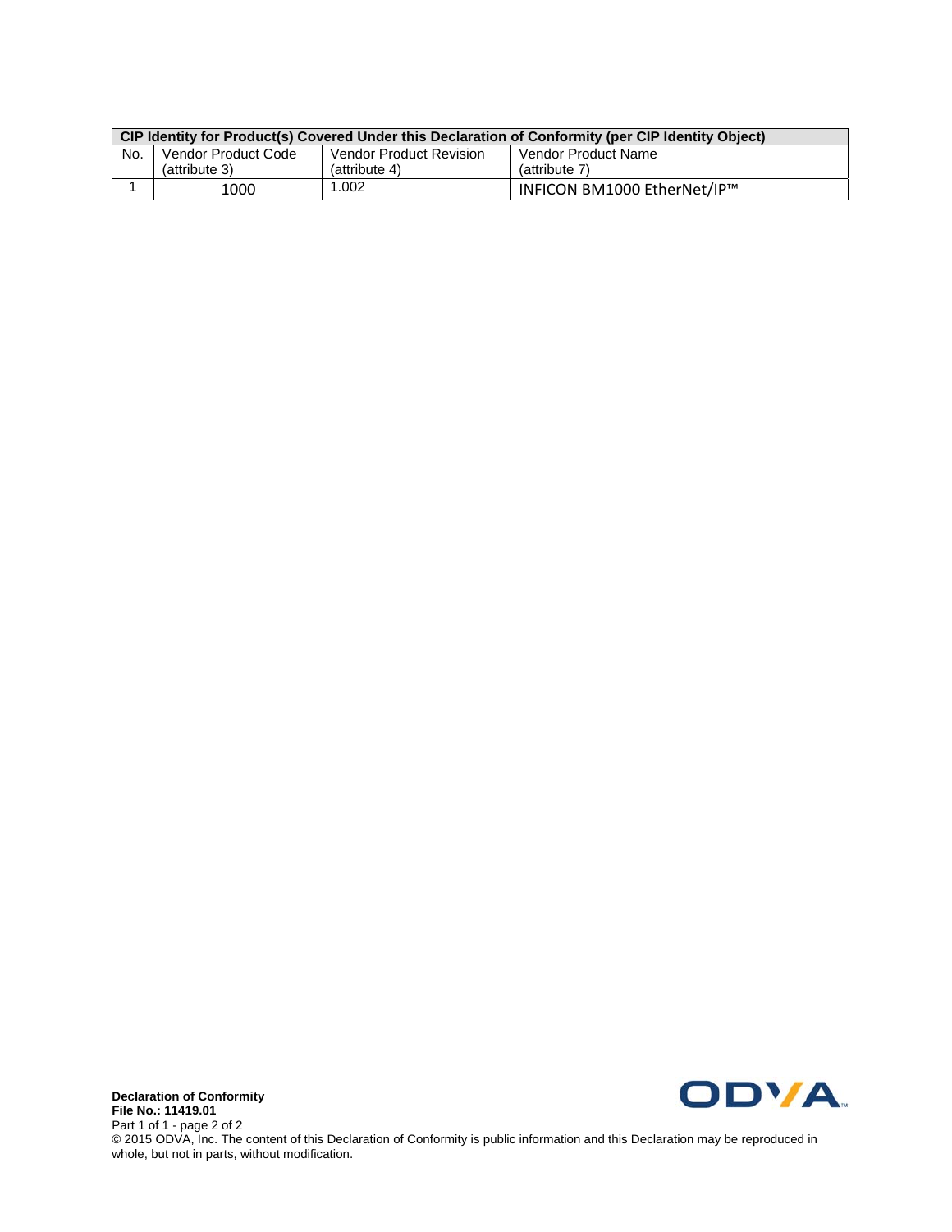| CIP Identity for Product(s) Covered Under this Declaration of Conformity (per CIP Identity Object) | | | |
|---|---|---|---|
| No. | Vendor Product Code (attribute 3) | Vendor Product Revision (attribute 4) | Vendor Product Name (attribute 7) |
| 1 | 1000 | 1.002 | INFICON BM1000 EtherNet/IP™ |

**Declaration of Conformity**
**File No.: 11419.01**
Part 1 of 1 - page 2 of 2
© 2015 ODVA, Inc. The content of this Declaration of Conformity is public information and this Declaration may be reproduced in whole, but not in parts, without modification.